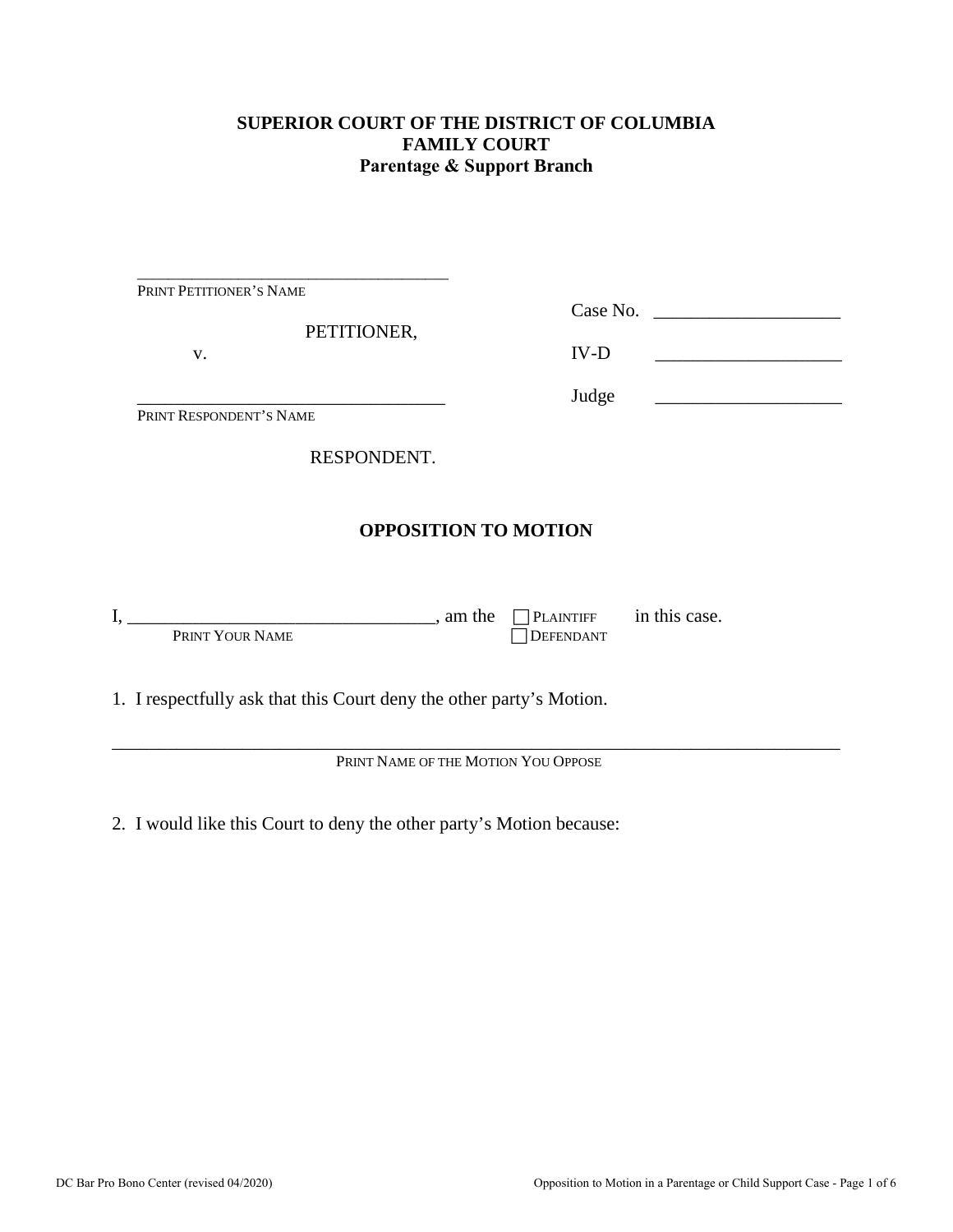**SUPERIOR COURT OF THE DISTRICT OF COLUMBIA**
**FAMILY COURT**
**Parentage & Support Branch**

_____________________________________
PRINT PETITIONER'S NAME

PETITIONER,

v.

_____________________________________
PRINT RESPONDENT'S NAME

RESPONDENT.

Case No. ____________________

IV-D ____________________

Judge ____________________

## OPPOSITION TO MOTION

I, _________________________________, am the ☐ PLAINTIFF ☐ DEFENDANT in this case.
PRINT YOUR NAME

1. I respectfully ask that this Court deny the other party's Motion.

_____________________________________________________________________________
PRINT NAME OF THE MOTION YOU OPPOSE

2. I would like this Court to deny the other party's Motion because: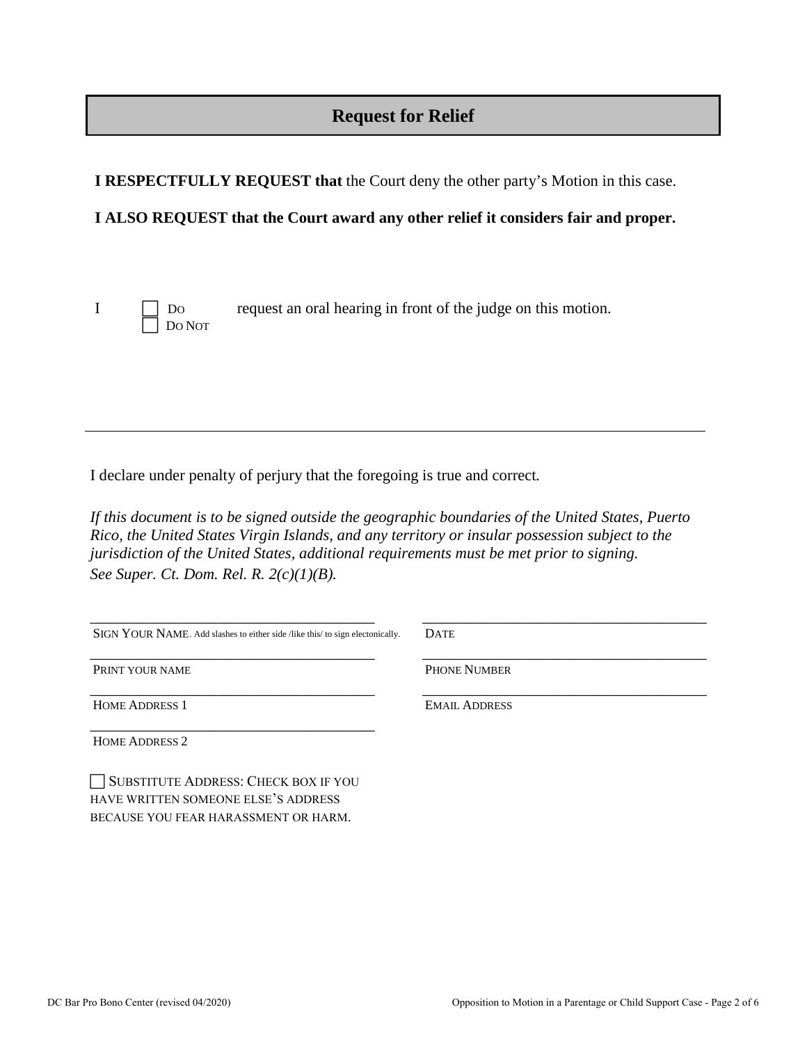## Request for Relief

**I RESPECTFULLY REQUEST that** the Court deny the other party's Motion in this case.

**I ALSO REQUEST that the Court award any other relief it considers fair and proper.**

I ☐ DO ☐ DO NOT request an oral hearing in front of the judge on this motion.

---

I declare under penalty of perjury that the foregoing is true and correct.

*If this document is to be signed outside the geographic boundaries of the United States, Puerto Rico, the United States Virgin Islands, and any territory or insular possession subject to the jurisdiction of the United States, additional requirements must be met prior to signing. See Super. Ct. Dom. Rel. R. 2(c)(1)(B).*

| | |
|---|---|
| ______________________________ | ______________________________ |
| SIGN YOUR NAME. Add slashes to either side /like this/ to sign electonically. | DATE |
| ______________________________ | ______________________________ |
| PRINT YOUR NAME | PHONE NUMBER |
| ______________________________ | ______________________________ |
| HOME ADDRESS 1 | EMAIL ADDRESS |
| ______________________________ | |
| HOME ADDRESS 2 | |

☐ SUBSTITUTE ADDRESS: CHECK BOX IF YOU HAVE WRITTEN SOMEONE ELSE'S ADDRESS BECAUSE YOU FEAR HARASSMENT OR HARM.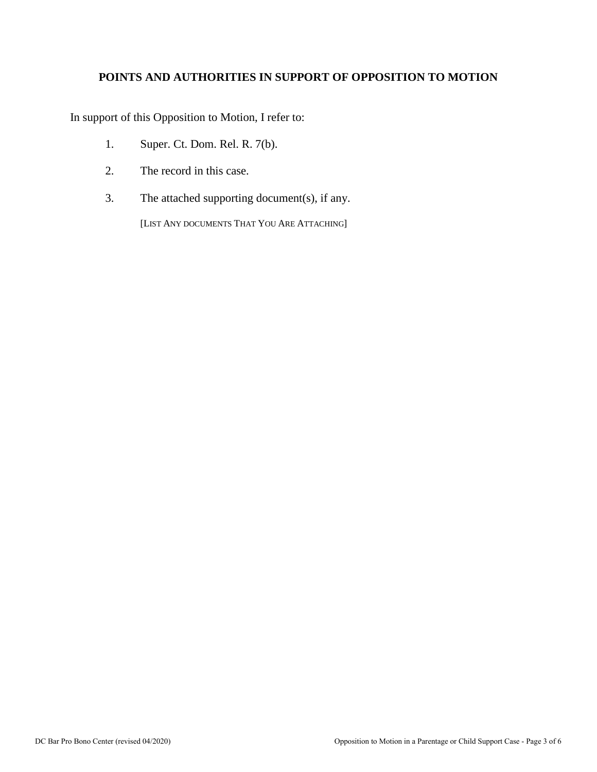## POINTS AND AUTHORITIES IN SUPPORT OF OPPOSITION TO MOTION

In support of this Opposition to Motion, I refer to:

1. Super. Ct. Dom. Rel. R. 7(b).

2. The record in this case.

3. The attached supporting document(s), if any.

   [LIST ANY DOCUMENTS THAT YOU ARE ATTACHING]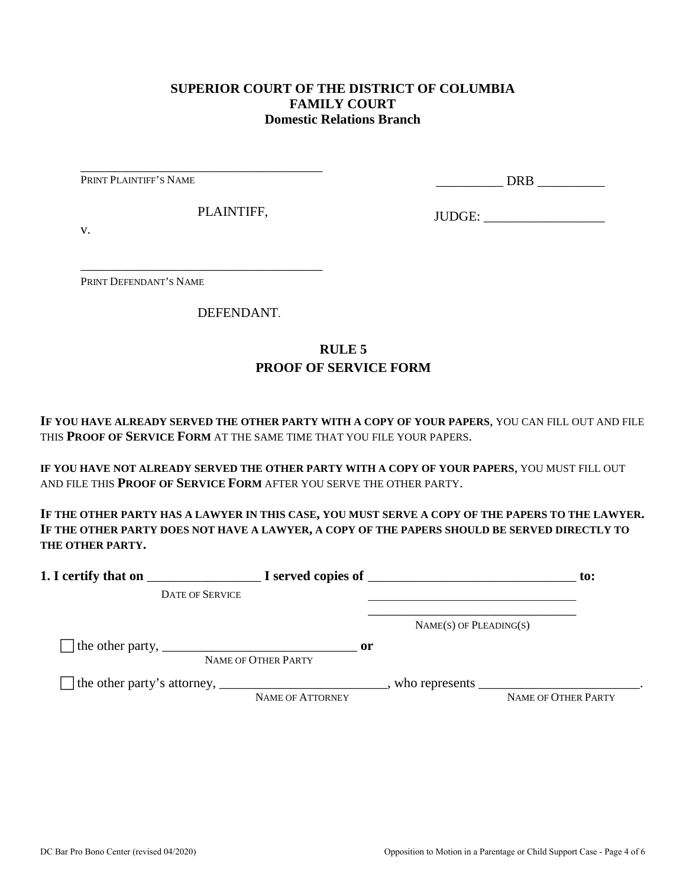**SUPERIOR COURT OF THE DISTRICT OF COLUMBIA**
**FAMILY COURT**
**Domestic Relations Branch**

_____________________________________
PRINT PLAINTIFF'S NAME

PLAINTIFF,

v.

_____________________________________
PRINT DEFENDANT'S NAME

DEFENDANT.

__________ DRB __________

JUDGE: __________________

## RULE 5
## PROOF OF SERVICE FORM

**IF YOU HAVE ALREADY SERVED THE OTHER PARTY WITH A COPY OF YOUR PAPERS**, YOU CAN FILL OUT AND FILE THIS **PROOF OF SERVICE FORM** AT THE SAME TIME THAT YOU FILE YOUR PAPERS.

**IF YOU HAVE NOT ALREADY SERVED THE OTHER PARTY WITH A COPY OF YOUR PAPERS**, YOU MUST FILL OUT AND FILE THIS **PROOF OF SERVICE FORM** AFTER YOU SERVE THE OTHER PARTY.

**IF THE OTHER PARTY HAS A LAWYER IN THIS CASE, YOU MUST SERVE A COPY OF THE PAPERS TO THE LAWYER. IF THE OTHER PARTY DOES NOT HAVE A LAWYER, A COPY OF THE PAPERS SHOULD BE SERVED DIRECTLY TO THE OTHER PARTY.**

**1. I certify that on** _________________ **I served copies of** _______________________________ **to:**
DATE OF SERVICE
_________________________________
_________________________________
NAME(S) OF PLEADING(S)

☐ the other party, _____________________________ **or**
NAME OF OTHER PARTY

☐ the other party's attorney, _________________________, who represents ________________________.
NAME OF ATTORNEY NAME OF OTHER PARTY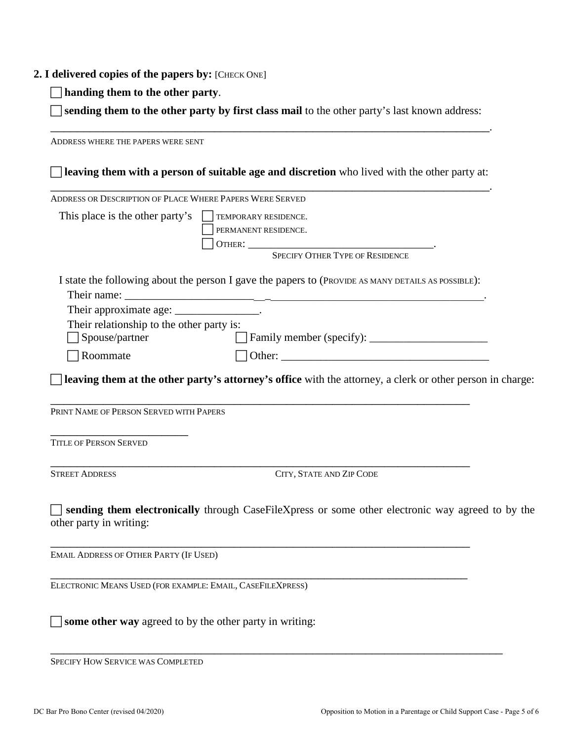**2. I delivered copies of the papers by:** [CHECK ONE]

☐ **handing them to the other party**.

☐ **sending them to the other party by first class mail** to the other party's last known address:

_______________________________________________________________________________.

ADDRESS WHERE THE PAPERS WERE SENT

☐ **leaving them with a person of suitable age and discretion** who lived with the other party at:

_______________________________________________________________________________.

ADDRESS OR DESCRIPTION OF PLACE WHERE PAPERS WERE SERVED

This place is the other party's ☐ TEMPORARY RESIDENCE.
☐ PERMANENT RESIDENCE.
☐ OTHER: __________________________________.
SPECIFY OTHER TYPE OF RESIDENCE

I state the following about the person I gave the papers to (PROVIDE AS MANY DETAILS AS POSSIBLE):

Their name: ______________________________________________________________.

Their approximate age: _______________.

Their relationship to the other party is:

☐ Spouse/partner ☐ Family member (specify): _____________________

☐ Roommate ☐ Other: _____________________________________

☐ **leaving them at the other party's attorney's office** with the attorney, a clerk or other person in charge:

_____________________________________________________________________________

PRINT NAME OF PERSON SERVED WITH PAPERS

_________________________

TITLE OF PERSON SERVED

_____________________________________________________________________________

STREET ADDRESS CITY, STATE AND ZIP CODE

☐ **sending them electronically** through CaseFileXpress or some other electronic way agreed to by the other party in writing:

_____________________________________________________________________________

EMAIL ADDRESS OF OTHER PARTY (IF USED)

_____________________________________________________________________________

ELECTRONIC MEANS USED (FOR EXAMPLE: EMAIL, CASEFILEXPRESS)

☐ **some other way** agreed to by the other party in writing:

_____________________________________________________________________________

SPECIFY HOW SERVICE WAS COMPLETED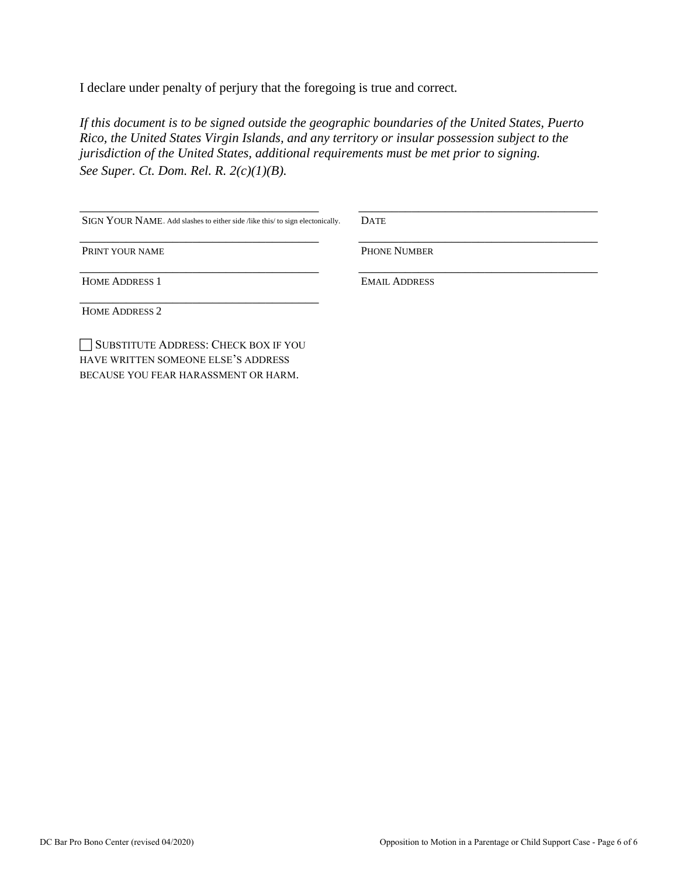I declare under penalty of perjury that the foregoing is true and correct.

*If this document is to be signed outside the geographic boundaries of the United States, Puerto Rico, the United States Virgin Islands, and any territory or insular possession subject to the jurisdiction of the United States, additional requirements must be met prior to signing. See Super. Ct. Dom. Rel. R. 2(c)(1)(B).*

| | |
|---|---|
| ______________________________________ | ______________________________________ |
| SIGN YOUR NAME. Add slashes to either side /like this/ to sign electonically. | DATE |
| ______________________________________ | ______________________________________ |
| PRINT YOUR NAME | PHONE NUMBER |
| ______________________________________ | ______________________________________ |
| HOME ADDRESS 1 | EMAIL ADDRESS |
| ______________________________________ | |
| HOME ADDRESS 2 | |

☐ SUBSTITUTE ADDRESS: CHECK BOX IF YOU HAVE WRITTEN SOMEONE ELSE'S ADDRESS BECAUSE YOU FEAR HARASSMENT OR HARM.